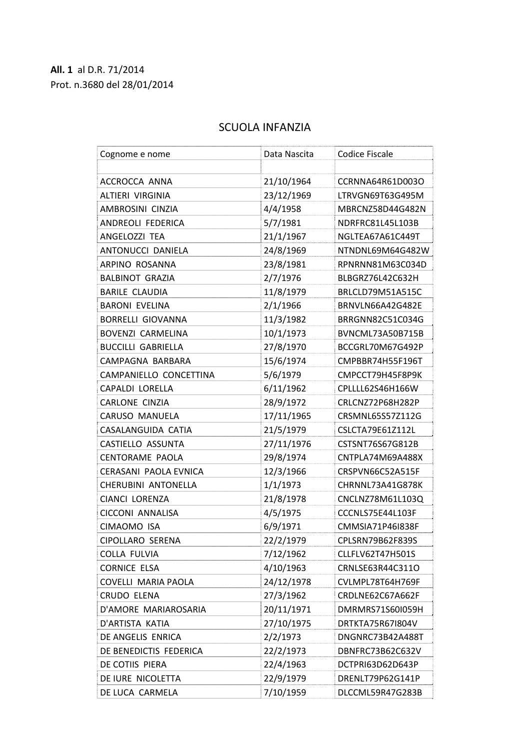**All. 1** al D.R. 71/2014
Prot. n.3680 del 28/01/2014

# SCUOLA INFANZIA

| Cognome e nome | Data Nascita | Codice Fiscale |
| --- | --- | --- |
| | | |
| ACCROCCA ANNA | 21/10/1964 | CCRNNA64R61D003O |
| ALTIERI VIRGINIA | 23/12/1969 | LTRVGN69T63G495M |
| AMBROSINI CINZIA | 4/4/1958 | MBRCNZ58D44G482N |
| ANDREOLI FEDERICA | 5/7/1981 | NDRFRC81L45L103B |
| ANGELOZZI TEA | 21/1/1967 | NGLTEA67A61C449T |
| ANTONUCCI DANIELA | 24/8/1969 | NTNDNL69M64G482W |
| ARPINO ROSANNA | 23/8/1981 | RPNRNN81M63C034D |
| BALBINOT GRAZIA | 2/7/1976 | BLBGRZ76L42C632H |
| BARILE CLAUDIA | 11/8/1979 | BRLCLD79M51A515C |
| BARONI EVELINA | 2/1/1966 | BRNVLN66A42G482E |
| BORRELLI GIOVANNA | 11/3/1982 | BRRGNN82C51C034G |
| BOVENZI CARMELINA | 10/1/1973 | BVNCML73A50B715B |
| BUCCILLI GABRIELLA | 27/8/1970 | BCCGRL70M67G492P |
| CAMPAGNA BARBARA | 15/6/1974 | CMPBBR74H55F196T |
| CAMPANIELLO CONCETTINA | 5/6/1979 | CMPCCT79H45F8P9K |
| CAPALDI LORELLA | 6/11/1962 | CPLLLL62S46H166W |
| CARLONE CINZIA | 28/9/1972 | CRLCNZ72P68H282P |
| CARUSO MANUELA | 17/11/1965 | CRSMNL65S57Z112G |
| CASALANGUIDA CATIA | 21/5/1979 | CSLCTA79E61Z112L |
| CASTIELLO ASSUNTA | 27/11/1976 | CSTSNT76S67G812B |
| CENTORAME PAOLA | 29/8/1974 | CNTPLA74M69A488X |
| CERASANI PAOLA EVNICA | 12/3/1966 | CRSPVN66C52A515F |
| CHERUBINI ANTONELLA | 1/1/1973 | CHRNNL73A41G878K |
| CIANCI LORENZA | 21/8/1978 | CNCLNZ78M61L103Q |
| CICCONI ANNALISA | 4/5/1975 | CCCNLS75E44L103F |
| CIMAOMO ISA | 6/9/1971 | CMMSIA71P46I838F |
| CIPOLLARO SERENA | 22/2/1979 | CPLSRN79B62F839S |
| COLLA FULVIA | 7/12/1962 | CLLFLV62T47H501S |
| CORNICE ELSA | 4/10/1963 | CRNLSE63R44C311O |
| COVELLI MARIA PAOLA | 24/12/1978 | CVLMPL78T64H769F |
| CRUDO ELENA | 27/3/1962 | CRDLNE62C67A662F |
| D'AMORE MARIAROSARIA | 20/11/1971 | DMRMRS71S60I059H |
| D'ARTISTA KATIA | 27/10/1975 | DRTKTA75R67I804V |
| DE ANGELIS ENRICA | 2/2/1973 | DNGNRC73B42A488T |
| DE BENEDICTIS FEDERICA | 22/2/1973 | DBNFRC73B62C632V |
| DE COTIIS PIERA | 22/4/1963 | DCTPRI63D62D643P |
| DE IURE NICOLETTA | 22/9/1979 | DRENLT79P62G141P |
| DE LUCA CARMELA | 7/10/1959 | DLCCML59R47G283B |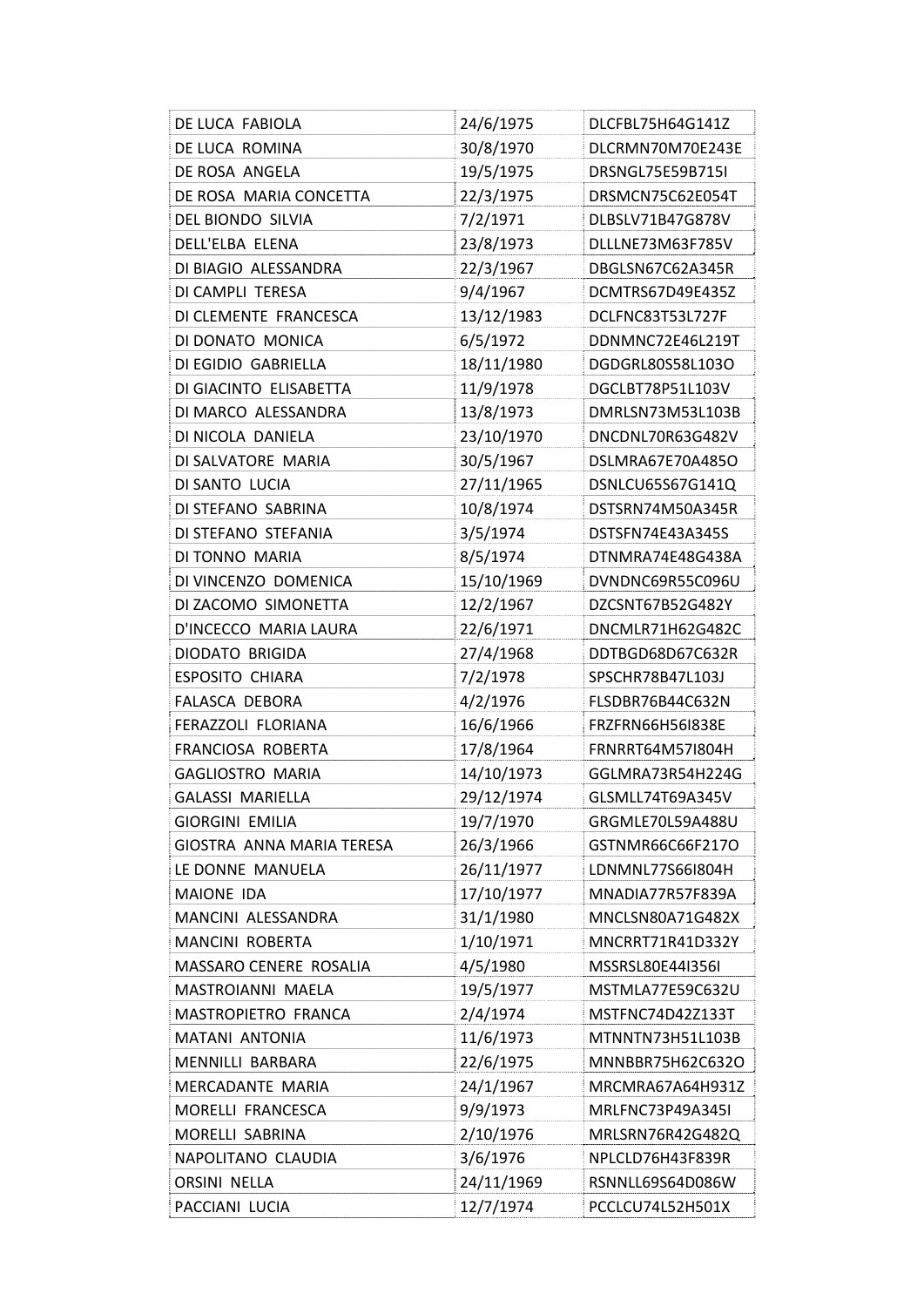| DE LUCA  FABIOLA | 24/6/1975 | DLCFBL75H64G141Z |
| --- | --- | --- |
| DE LUCA  ROMINA | 30/8/1970 | DLCRMN70M70E243E |
| DE ROSA  ANGELA | 19/5/1975 | DRSNGL75E59B715I |
| DE ROSA  MARIA CONCETTA | 22/3/1975 | DRSMCN75C62E054T |
| DEL BIONDO  SILVIA | 7/2/1971 | DLBSLV71B47G878V |
| DELL'ELBA  ELENA | 23/8/1973 | DLLLNE73M63F785V |
| DI BIAGIO  ALESSANDRA | 22/3/1967 | DBGLSN67C62A345R |
| DI CAMPLI  TERESA | 9/4/1967 | DCMTRS67D49E435Z |
| DI CLEMENTE  FRANCESCA | 13/12/1983 | DCLFNC83T53L727F |
| DI DONATO  MONICA | 6/5/1972 | DDNMNC72E46L219T |
| DI EGIDIO  GABRIELLA | 18/11/1980 | DGDGRL80S58L103O |
| DI GIACINTO  ELISABETTA | 11/9/1978 | DGCLBT78P51L103V |
| DI MARCO  ALESSANDRA | 13/8/1973 | DMRLSN73M53L103B |
| DI NICOLA  DANIELA | 23/10/1970 | DNCDNL70R63G482V |
| DI SALVATORE  MARIA | 30/5/1967 | DSLMRA67E70A485O |
| DI SANTO  LUCIA | 27/11/1965 | DSNLCU65S67G141Q |
| DI STEFANO  SABRINA | 10/8/1974 | DSTSRN74M50A345R |
| DI STEFANO  STEFANIA | 3/5/1974 | DSTSFN74E43A345S |
| DI TONNO  MARIA | 8/5/1974 | DTNMRA74E48G438A |
| DI VINCENZO  DOMENICA | 15/10/1969 | DVNDNC69R55C096U |
| DI ZACOMO  SIMONETTA | 12/2/1967 | DZCSNT67B52G482Y |
| D'INCECCO  MARIA LAURA | 22/6/1971 | DNCMLR71H62G482C |
| DIODATO  BRIGIDA | 27/4/1968 | DDTBGD68D67C632R |
| ESPOSITO  CHIARA | 7/2/1978 | SPSCHR78B47L103J |
| FALASCA  DEBORA | 4/2/1976 | FLSDBR76B44C632N |
| FERAZZOLI  FLORIANA | 16/6/1966 | FRZFRN66H56I838E |
| FRANCIOSA  ROBERTA | 17/8/1964 | FRNRRT64M57I804H |
| GAGLIOSTRO  MARIA | 14/10/1973 | GGLMRA73R54H224G |
| GALASSI  MARIELLA | 29/12/1974 | GLSMLL74T69A345V |
| GIORGINI  EMILIA | 19/7/1970 | GRGMLE70L59A488U |
| GIOSTRA  ANNA MARIA TERESA | 26/3/1966 | GSTNMR66C66F217O |
| LE DONNE  MANUELA | 26/11/1977 | LDNMNL77S66I804H |
| MAIONE  IDA | 17/10/1977 | MNADIA77R57F839A |
| MANCINI  ALESSANDRA | 31/1/1980 | MNCLSN80A71G482X |
| MANCINI  ROBERTA | 1/10/1971 | MNCRRT71R41D332Y |
| MASSARO CENERE  ROSALIA | 4/5/1980 | MSSRSL80E44I356I |
| MASTROIANNI  MAELA | 19/5/1977 | MSTMLA77E59C632U |
| MASTROPIETRO  FRANCA | 2/4/1974 | MSTFNC74D42Z133T |
| MATANI  ANTONIA | 11/6/1973 | MTNNTN73H51L103B |
| MENNILLI  BARBARA | 22/6/1975 | MNNBBR75H62C632O |
| MERCADANTE  MARIA | 24/1/1967 | MRCMRA67A64H931Z |
| MORELLI  FRANCESCA | 9/9/1973 | MRLFNC73P49A345I |
| MORELLI  SABRINA | 2/10/1976 | MRLSRN76R42G482Q |
| NAPOLITANO  CLAUDIA | 3/6/1976 | NPLCLD76H43F839R |
| ORSINI  NELLA | 24/11/1969 | RSNNLL69S64D086W |
| PACCIANI  LUCIA | 12/7/1974 | PCCLCU74L52H501X |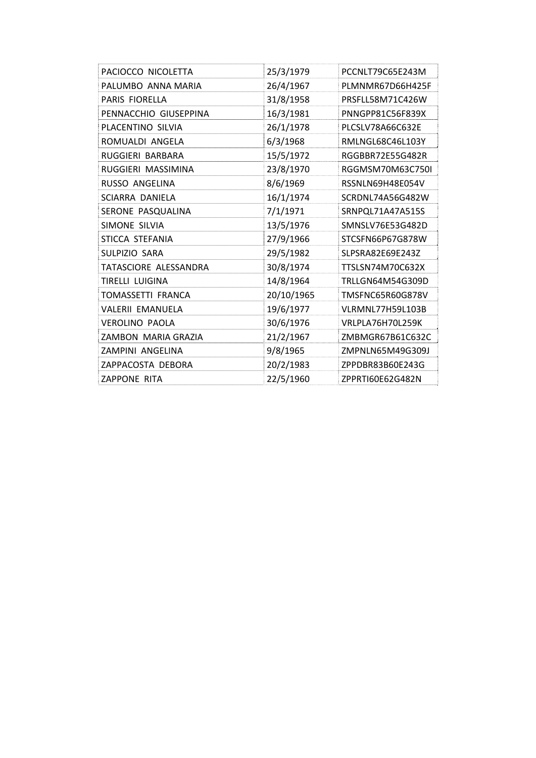| | | |
|---|---|---|
| PACIOCCO NICOLETTA | 25/3/1979 | PCCNLT79C65E243M |
| PALUMBO ANNA MARIA | 26/4/1967 | PLMNMR67D66H425F |
| PARIS FIORELLA | 31/8/1958 | PRSFLL58M71C426W |
| PENNACCHIO GIUSEPPINA | 16/3/1981 | PNNGPP81C56F839X |
| PLACENTINO SILVIA | 26/1/1978 | PLCSLV78A66C632E |
| ROMUALDI ANGELA | 6/3/1968 | RMLNGL68C46L103Y |
| RUGGIERI BARBARA | 15/5/1972 | RGGBBR72E55G482R |
| RUGGIERI MASSIMINA | 23/8/1970 | RGGMSM70M63C750I |
| RUSSO ANGELINA | 8/6/1969 | RSSNLN69H48E054V |
| SCIARRA DANIELA | 16/1/1974 | SCRDNL74A56G482W |
| SERONE PASQUALINA | 7/1/1971 | SRNPQL71A47A515S |
| SIMONE SILVIA | 13/5/1976 | SMNSLV76E53G482D |
| STICCA STEFANIA | 27/9/1966 | STCSFN66P67G878W |
| SULPIZIO SARA | 29/5/1982 | SLPSRA82E69E243Z |
| TATASCIORE ALESSANDRA | 30/8/1974 | TTSLSN74M70C632X |
| TIRELLI LUIGINA | 14/8/1964 | TRLLGN64M54G309D |
| TOMASSETTI FRANCA | 20/10/1965 | TMSFNC65R60G878V |
| VALERII EMANUELA | 19/6/1977 | VLRMNL77H59L103B |
| VEROLINO PAOLA | 30/6/1976 | VRLPLA76H70L259K |
| ZAMBON MARIA GRAZIA | 21/2/1967 | ZMBMGR67B61C632C |
| ZAMPINI ANGELINA | 9/8/1965 | ZMPNLN65M49G309J |
| ZAPPACOSTA DEBORA | 20/2/1983 | ZPPDBR83B60E243G |
| ZAPPONE RITA | 22/5/1960 | ZPPRTI60E62G482N |